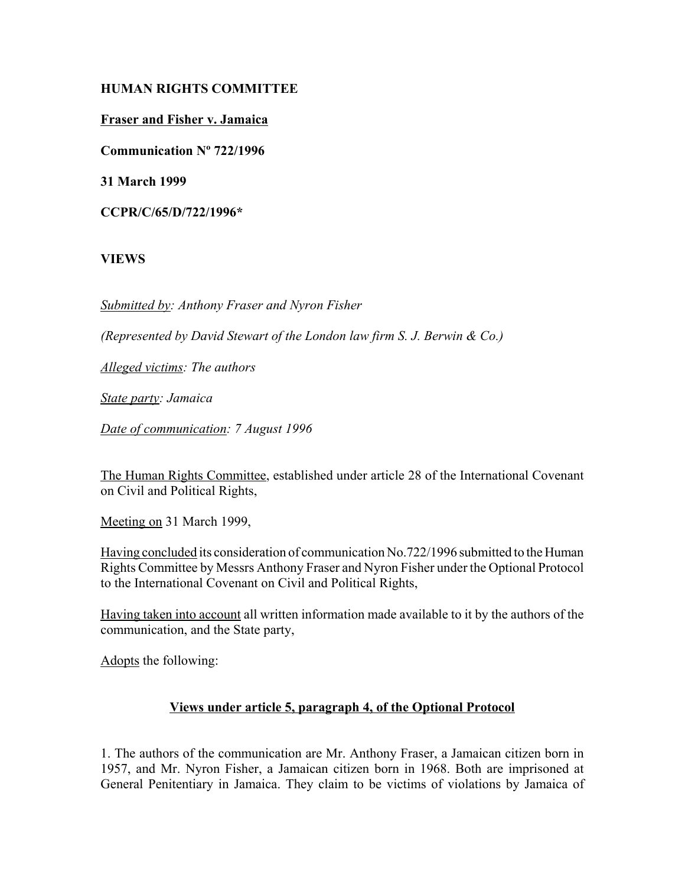**HUMAN RIGHTS COMMITTEE**

**Fraser and Fisher v. Jamaica**

**Communication Nº 722/1996**

**31 March 1999**

**CCPR/C/65/D/722/1996***

**VIEWS**

*Submitted by: Anthony Fraser and Nyron Fisher*

*(Represented by David Stewart of the London law firm S. J. Berwin & Co.)*

*Alleged victims: The authors*

*State party: Jamaica*

*Date of communication: 7 August 1996*

The Human Rights Committee, established under article 28 of the International Covenant on Civil and Political Rights,

Meeting on 31 March 1999,

Having concluded its consideration of communication No.722/1996 submitted to the Human Rights Committee by Messrs Anthony Fraser and Nyron Fisher under the Optional Protocol to the International Covenant on Civil and Political Rights,

Having taken into account all written information made available to it by the authors of the communication, and the State party,

Adopts the following:

## Views under article 5, paragraph 4, of the Optional Protocol

1. The authors of the communication are Mr. Anthony Fraser, a Jamaican citizen born in 1957, and Mr. Nyron Fisher, a Jamaican citizen born in 1968. Both are imprisoned at General Penitentiary in Jamaica. They claim to be victims of violations by Jamaica of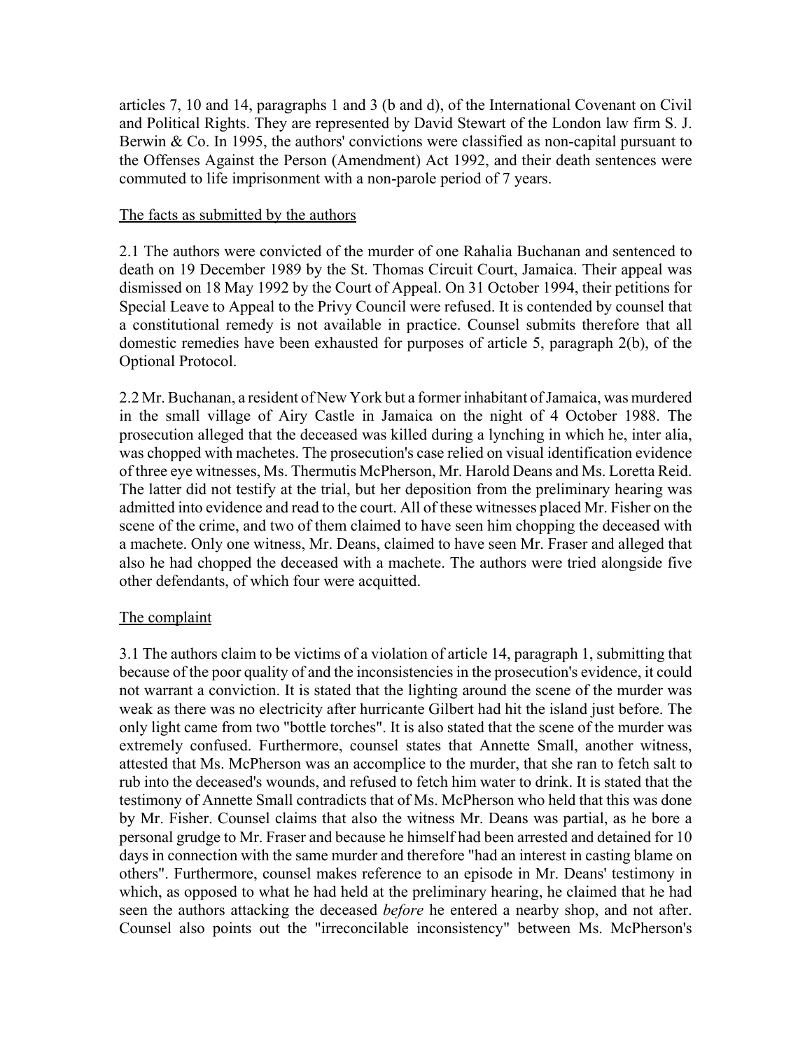articles 7, 10 and 14, paragraphs 1 and 3 (b and d), of the International Covenant on Civil and Political Rights. They are represented by David Stewart of the London law firm S. J. Berwin & Co. In 1995, the authors' convictions were classified as non-capital pursuant to the Offenses Against the Person (Amendment) Act 1992, and their death sentences were commuted to life imprisonment with a non-parole period of 7 years.

The facts as submitted by the authors

2.1 The authors were convicted of the murder of one Rahalia Buchanan and sentenced to death on 19 December 1989 by the St. Thomas Circuit Court, Jamaica. Their appeal was dismissed on 18 May 1992 by the Court of Appeal. On 31 October 1994, their petitions for Special Leave to Appeal to the Privy Council were refused. It is contended by counsel that a constitutional remedy is not available in practice. Counsel submits therefore that all domestic remedies have been exhausted for purposes of article 5, paragraph 2(b), of the Optional Protocol.

2.2 Mr. Buchanan, a resident of New York but a former inhabitant of Jamaica, was murdered in the small village of Airy Castle in Jamaica on the night of 4 October 1988. The prosecution alleged that the deceased was killed during a lynching in which he, inter alia, was chopped with machetes. The prosecution's case relied on visual identification evidence of three eye witnesses, Ms. Thermutis McPherson, Mr. Harold Deans and Ms. Loretta Reid. The latter did not testify at the trial, but her deposition from the preliminary hearing was admitted into evidence and read to the court. All of these witnesses placed Mr. Fisher on the scene of the crime, and two of them claimed to have seen him chopping the deceased with a machete. Only one witness, Mr. Deans, claimed to have seen Mr. Fraser and alleged that also he had chopped the deceased with a machete. The authors were tried alongside five other defendants, of which four were acquitted.

The complaint

3.1 The authors claim to be victims of a violation of article 14, paragraph 1, submitting that because of the poor quality of and the inconsistencies in the prosecution's evidence, it could not warrant a conviction. It is stated that the lighting around the scene of the murder was weak as there was no electricity after hurricante Gilbert had hit the island just before. The only light came from two "bottle torches". It is also stated that the scene of the murder was extremely confused. Furthermore, counsel states that Annette Small, another witness, attested that Ms. McPherson was an accomplice to the murder, that she ran to fetch salt to rub into the deceased's wounds, and refused to fetch him water to drink. It is stated that the testimony of Annette Small contradicts that of Ms. McPherson who held that this was done by Mr. Fisher. Counsel claims that also the witness Mr. Deans was partial, as he bore a personal grudge to Mr. Fraser and because he himself had been arrested and detained for 10 days in connection with the same murder and therefore "had an interest in casting blame on others". Furthermore, counsel makes reference to an episode in Mr. Deans' testimony in which, as opposed to what he had held at the preliminary hearing, he claimed that he had seen the authors attacking the deceased *before* he entered a nearby shop, and not after. Counsel also points out the "irreconcilable inconsistency" between Ms. McPherson's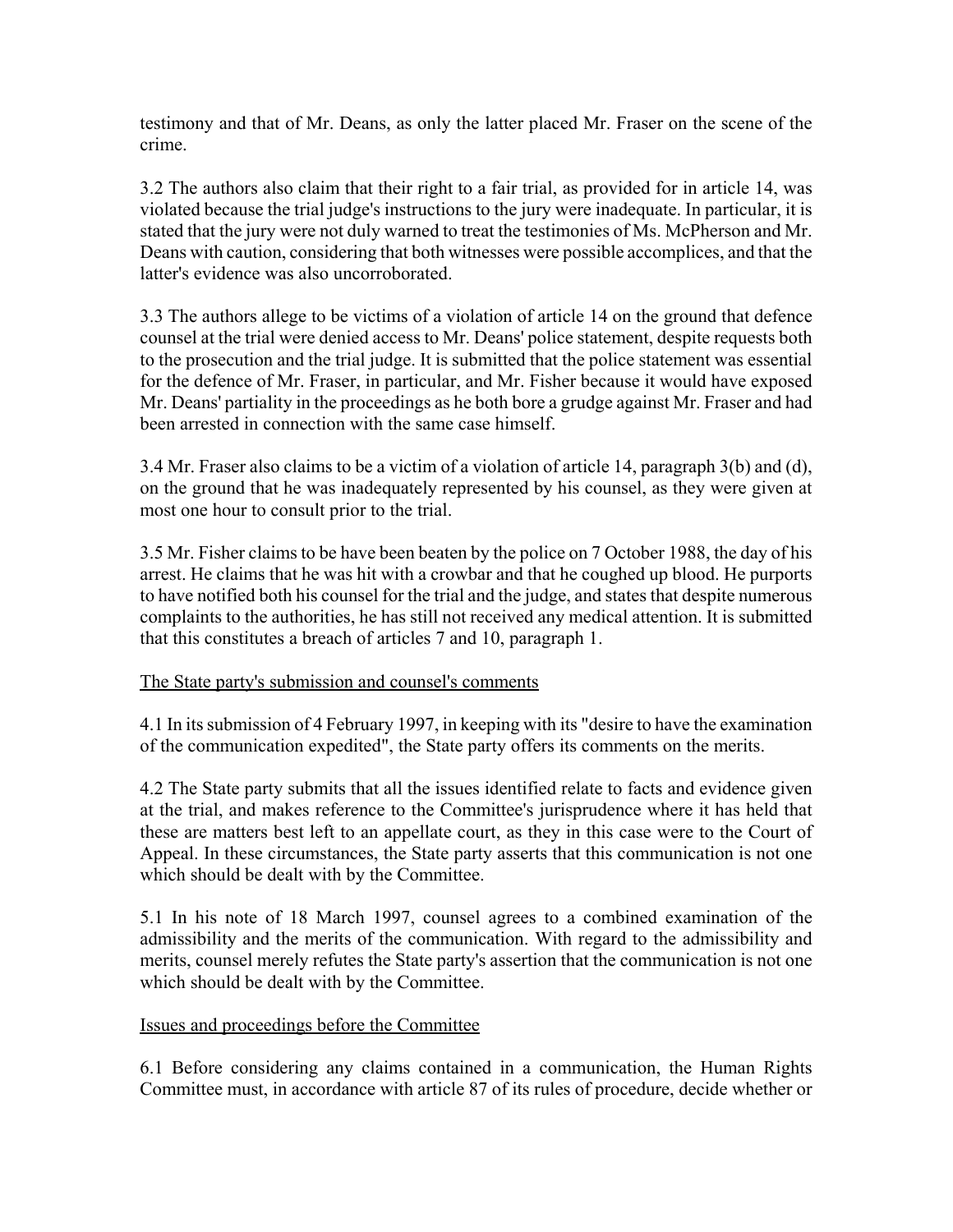testimony and that of Mr. Deans, as only the latter placed Mr. Fraser on the scene of the crime.

3.2 The authors also claim that their right to a fair trial, as provided for in article 14, was violated because the trial judge's instructions to the jury were inadequate. In particular, it is stated that the jury were not duly warned to treat the testimonies of Ms. McPherson and Mr. Deans with caution, considering that both witnesses were possible accomplices, and that the latter's evidence was also uncorroborated.

3.3 The authors allege to be victims of a violation of article 14 on the ground that defence counsel at the trial were denied access to Mr. Deans' police statement, despite requests both to the prosecution and the trial judge. It is submitted that the police statement was essential for the defence of Mr. Fraser, in particular, and Mr. Fisher because it would have exposed Mr. Deans' partiality in the proceedings as he both bore a grudge against Mr. Fraser and had been arrested in connection with the same case himself.

3.4 Mr. Fraser also claims to be a victim of a violation of article 14, paragraph 3(b) and (d), on the ground that he was inadequately represented by his counsel, as they were given at most one hour to consult prior to the trial.

3.5 Mr. Fisher claims to be have been beaten by the police on 7 October 1988, the day of his arrest. He claims that he was hit with a crowbar and that he coughed up blood. He purports to have notified both his counsel for the trial and the judge, and states that despite numerous complaints to the authorities, he has still not received any medical attention. It is submitted that this constitutes a breach of articles 7 and 10, paragraph 1.

## The State party's submission and counsel's comments

4.1 In its submission of 4 February 1997, in keeping with its "desire to have the examination of the communication expedited", the State party offers its comments on the merits.

4.2 The State party submits that all the issues identified relate to facts and evidence given at the trial, and makes reference to the Committee's jurisprudence where it has held that these are matters best left to an appellate court, as they in this case were to the Court of Appeal. In these circumstances, the State party asserts that this communication is not one which should be dealt with by the Committee.

5.1 In his note of 18 March 1997, counsel agrees to a combined examination of the admissibility and the merits of the communication. With regard to the admissibility and merits, counsel merely refutes the State party's assertion that the communication is not one which should be dealt with by the Committee.

## Issues and proceedings before the Committee

6.1 Before considering any claims contained in a communication, the Human Rights Committee must, in accordance with article 87 of its rules of procedure, decide whether or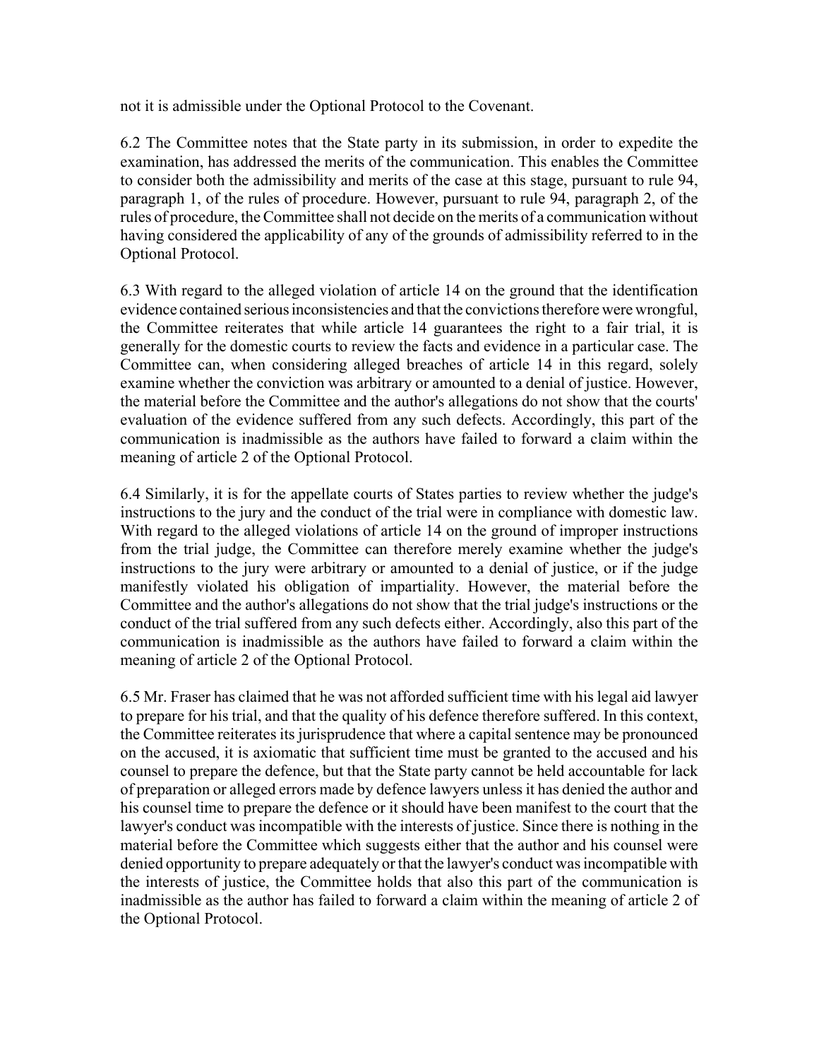not it is admissible under the Optional Protocol to the Covenant.

6.2 The Committee notes that the State party in its submission, in order to expedite the examination, has addressed the merits of the communication. This enables the Committee to consider both the admissibility and merits of the case at this stage, pursuant to rule 94, paragraph 1, of the rules of procedure. However, pursuant to rule 94, paragraph 2, of the rules of procedure, the Committee shall not decide on the merits of a communication without having considered the applicability of any of the grounds of admissibility referred to in the Optional Protocol.

6.3 With regard to the alleged violation of article 14 on the ground that the identification evidence contained serious inconsistencies and that the convictions therefore were wrongful, the Committee reiterates that while article 14 guarantees the right to a fair trial, it is generally for the domestic courts to review the facts and evidence in a particular case. The Committee can, when considering alleged breaches of article 14 in this regard, solely examine whether the conviction was arbitrary or amounted to a denial of justice. However, the material before the Committee and the author's allegations do not show that the courts' evaluation of the evidence suffered from any such defects. Accordingly, this part of the communication is inadmissible as the authors have failed to forward a claim within the meaning of article 2 of the Optional Protocol.

6.4 Similarly, it is for the appellate courts of States parties to review whether the judge's instructions to the jury and the conduct of the trial were in compliance with domestic law. With regard to the alleged violations of article 14 on the ground of improper instructions from the trial judge, the Committee can therefore merely examine whether the judge's instructions to the jury were arbitrary or amounted to a denial of justice, or if the judge manifestly violated his obligation of impartiality. However, the material before the Committee and the author's allegations do not show that the trial judge's instructions or the conduct of the trial suffered from any such defects either. Accordingly, also this part of the communication is inadmissible as the authors have failed to forward a claim within the meaning of article 2 of the Optional Protocol.

6.5 Mr. Fraser has claimed that he was not afforded sufficient time with his legal aid lawyer to prepare for his trial, and that the quality of his defence therefore suffered. In this context, the Committee reiterates its jurisprudence that where a capital sentence may be pronounced on the accused, it is axiomatic that sufficient time must be granted to the accused and his counsel to prepare the defence, but that the State party cannot be held accountable for lack of preparation or alleged errors made by defence lawyers unless it has denied the author and his counsel time to prepare the defence or it should have been manifest to the court that the lawyer's conduct was incompatible with the interests of justice. Since there is nothing in the material before the Committee which suggests either that the author and his counsel were denied opportunity to prepare adequately or that the lawyer's conduct was incompatible with the interests of justice, the Committee holds that also this part of the communication is inadmissible as the author has failed to forward a claim within the meaning of article 2 of the Optional Protocol.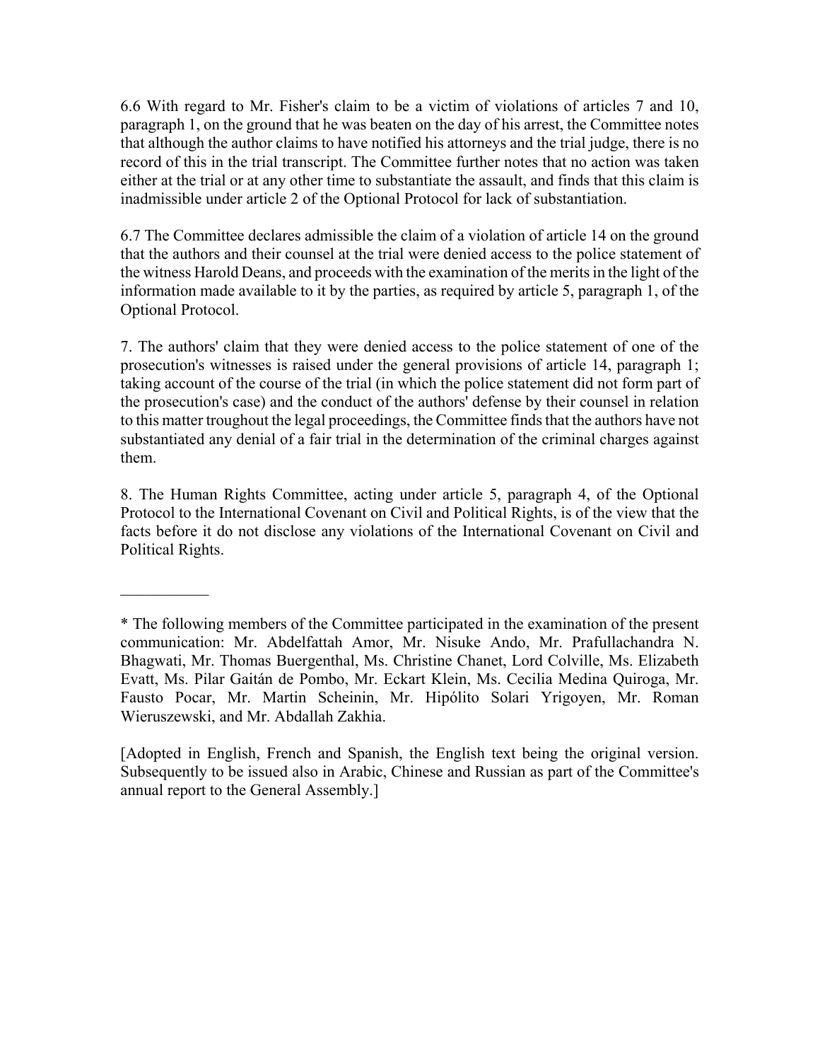6.6 With regard to Mr. Fisher's claim to be a victim of violations of articles 7 and 10, paragraph 1, on the ground that he was beaten on the day of his arrest, the Committee notes that although the author claims to have notified his attorneys and the trial judge, there is no record of this in the trial transcript. The Committee further notes that no action was taken either at the trial or at any other time to substantiate the assault, and finds that this claim is inadmissible under article 2 of the Optional Protocol for lack of substantiation.

6.7 The Committee declares admissible the claim of a violation of article 14 on the ground that the authors and their counsel at the trial were denied access to the police statement of the witness Harold Deans, and proceeds with the examination of the merits in the light of the information made available to it by the parties, as required by article 5, paragraph 1, of the Optional Protocol.

7. The authors' claim that they were denied access to the police statement of one of the prosecution's witnesses is raised under the general provisions of article 14, paragraph 1; taking account of the course of the trial (in which the police statement did not form part of the prosecution's case) and the conduct of the authors' defense by their counsel in relation to this matter troughout the legal proceedings, the Committee finds that the authors have not substantiated any denial of a fair trial in the determination of the criminal charges against them.

8. The Human Rights Committee, acting under article 5, paragraph 4, of the Optional Protocol to the International Covenant on Civil and Political Rights, is of the view that the facts before it do not disclose any violations of the International Covenant on Civil and Political Rights.

___________

* The following members of the Committee participated in the examination of the present communication: Mr. Abdelfattah Amor, Mr. Nisuke Ando, Mr. Prafullachandra N. Bhagwati, Mr. Thomas Buergenthal, Ms. Christine Chanet, Lord Colville, Ms. Elizabeth Evatt, Ms. Pilar Gaitán de Pombo, Mr. Eckart Klein, Ms. Cecilia Medina Quiroga, Mr. Fausto Pocar, Mr. Martin Scheinin, Mr. Hipólito Solari Yrigoyen, Mr. Roman Wieruszewski, and Mr. Abdallah Zakhia.

[Adopted in English, French and Spanish, the English text being the original version. Subsequently to be issued also in Arabic, Chinese and Russian as part of the Committee's annual report to the General Assembly.]